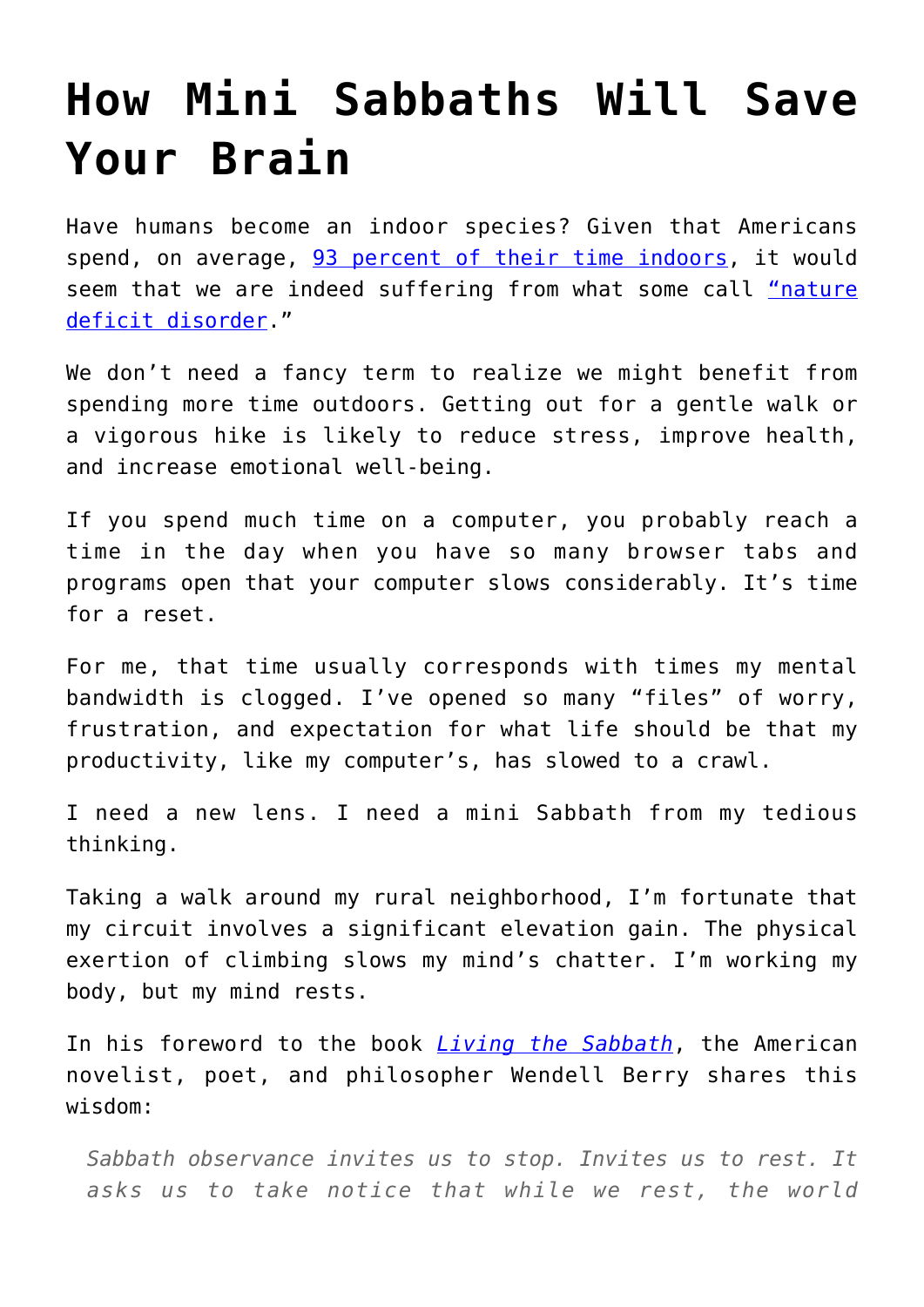# How Mini Sabbaths Will Save Your Brain

Have humans become an indoor species? Given that Americans spend, on average, [93 percent of their time indoors](), it would seem that we are indeed suffering from what some call ["nature deficit disorder"]().

We don't need a fancy term to realize we might benefit from spending more time outdoors. Getting out for a gentle walk or a vigorous hike is likely to reduce stress, improve health, and increase emotional well-being.

If you spend much time on a computer, you probably reach a time in the day when you have so many browser tabs and programs open that your computer slows considerably. It's time for a reset.

For me, that time usually corresponds with times my mental bandwidth is clogged. I've opened so many "files" of worry, frustration, and expectation for what life should be that my productivity, like my computer's, has slowed to a crawl.

I need a new lens. I need a mini Sabbath from my tedious thinking.

Taking a walk around my rural neighborhood, I'm fortunate that my circuit involves a significant elevation gain. The physical exertion of climbing slows my mind's chatter. I'm working my body, but my mind rests.

In his foreword to the book [*Living the Sabbath*](), the American novelist, poet, and philosopher Wendell Berry shares this wisdom:

> *Sabbath observance invites us to stop. Invites us to rest. It asks us to take notice that while we rest, the world*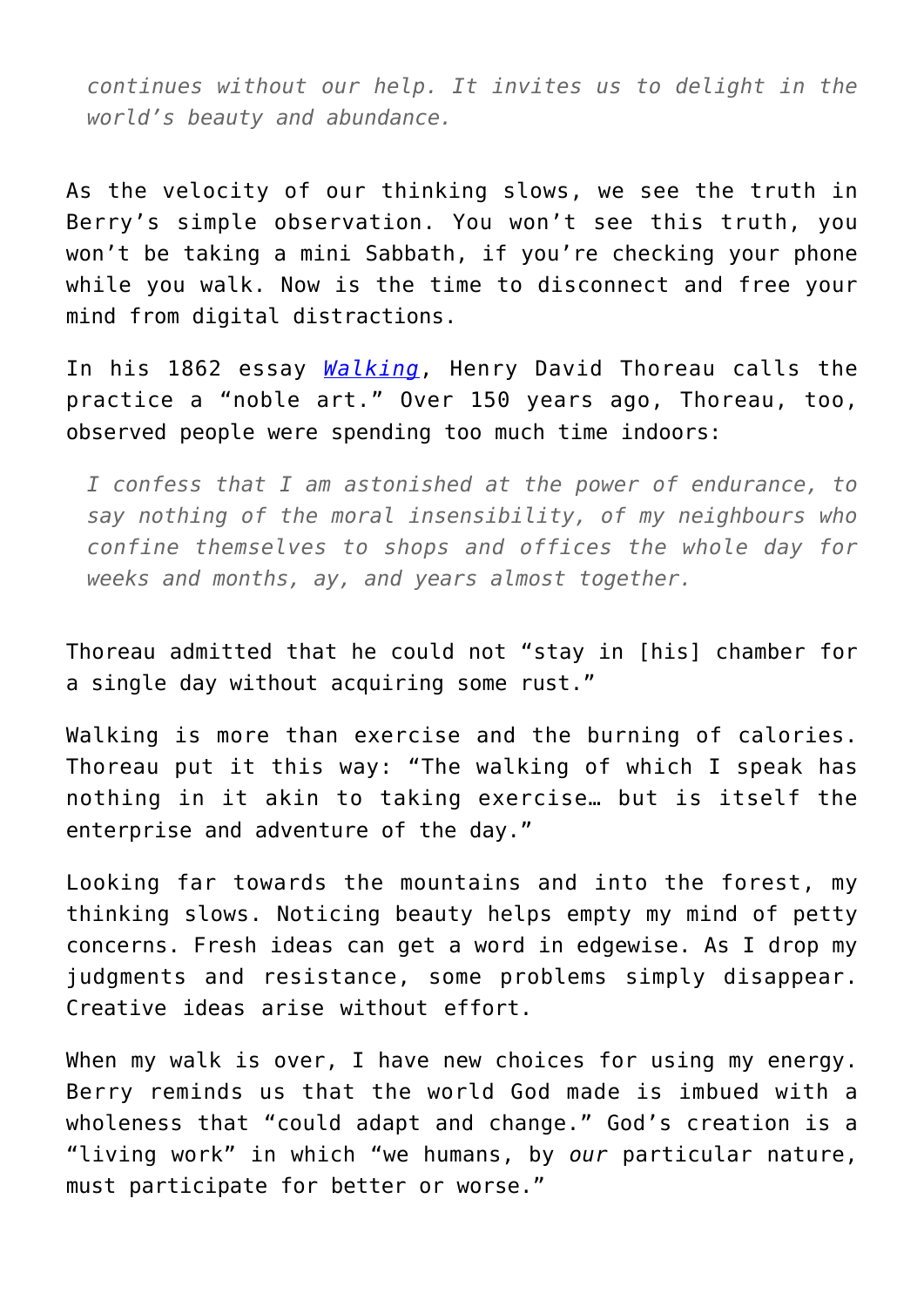> *continues without our help. It invites us to delight in the world's beauty and abundance.*

As the velocity of our thinking slows, we see the truth in Berry's simple observation. You won't see this truth, you won't be taking a mini Sabbath, if you're checking your phone while you walk. Now is the time to disconnect and free your mind from digital distractions.

In his 1862 essay [*Walking*](), Henry David Thoreau calls the practice a "noble art." Over 150 years ago, Thoreau, too, observed people were spending too much time indoors:

> *I confess that I am astonished at the power of endurance, to say nothing of the moral insensibility, of my neighbours who confine themselves to shops and offices the whole day for weeks and months, ay, and years almost together.*

Thoreau admitted that he could not "stay in [his] chamber for a single day without acquiring some rust."

Walking is more than exercise and the burning of calories. Thoreau put it this way: "The walking of which I speak has nothing in it akin to taking exercise… but is itself the enterprise and adventure of the day."

Looking far towards the mountains and into the forest, my thinking slows. Noticing beauty helps empty my mind of petty concerns. Fresh ideas can get a word in edgewise. As I drop my judgments and resistance, some problems simply disappear. Creative ideas arise without effort.

When my walk is over, I have new choices for using my energy. Berry reminds us that the world God made is imbued with a wholeness that "could adapt and change." God's creation is a "living work" in which "we humans, by *our* particular nature, must participate for better or worse."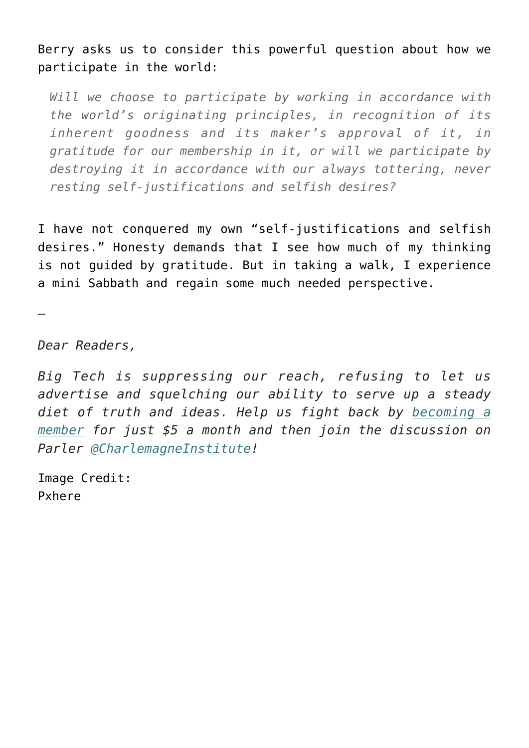Berry asks us to consider this powerful question about how we participate in the world:

> *Will we choose to participate by working in accordance with the world's originating principles, in recognition of its inherent goodness and its maker's approval of it, in gratitude for our membership in it, or will we participate by destroying it in accordance with our always tottering, never resting self-justifications and selfish desires?*

I have not conquered my own "self-justifications and selfish desires." Honesty demands that I see how much of my thinking is not guided by gratitude. But in taking a walk, I experience a mini Sabbath and regain some much needed perspective.

—

*Dear Readers,*

*Big Tech is suppressing our reach, refusing to let us advertise and squelching our ability to serve up a steady diet of truth and ideas. Help us fight back by becoming a member for just $5 a month and then join the discussion on Parler @CharlemagneInstitute!*

Image Credit:
Pxhere